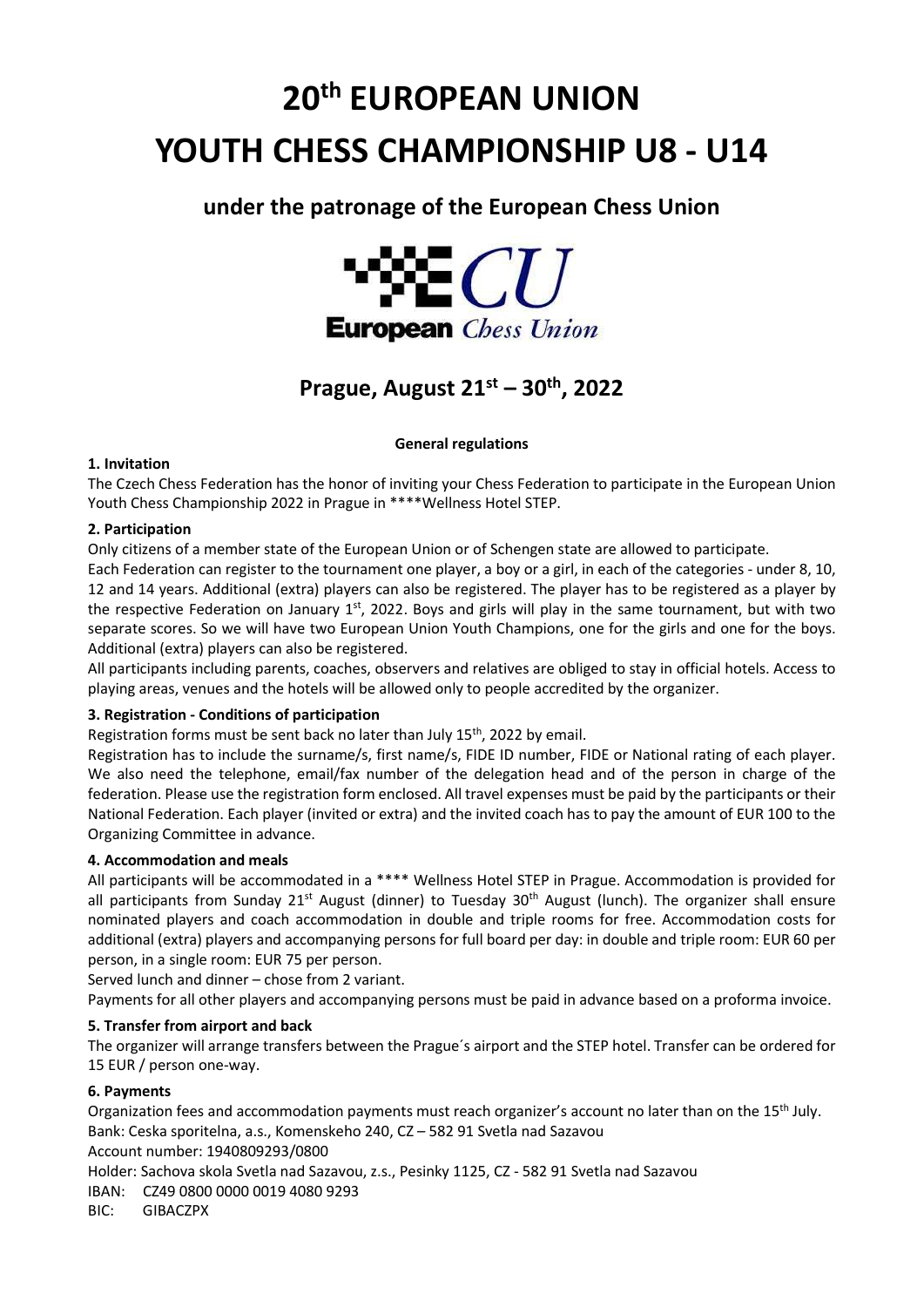# 20th EUROPEAN UNION YOUTH CHESS CHAMPIONSHIP U8 - U14

## under the patronage of the European Chess Union

## Prague, August 21st – 30th, 2022

**General regulations**

**1. Invitation**

The Czech Chess Federation has the honor of inviting your Chess Federation to participate in the European Union Youth Chess Championship 2022 in Prague in ****Wellness Hotel STEP.

**2. Participation**

Only citizens of a member state of the European Union or of Schengen state are allowed to participate.

Each Federation can register to the tournament one player, a boy or a girl, in each of the categories - under 8, 10, 12 and 14 years. Additional (extra) players can also be registered. The player has to be registered as a player by the respective Federation on January 1st, 2022. Boys and girls will play in the same tournament, but with two separate scores. So we will have two European Union Youth Champions, one for the girls and one for the boys. Additional (extra) players can also be registered.

All participants including parents, coaches, observers and relatives are obliged to stay in official hotels. Access to playing areas, venues and the hotels will be allowed only to people accredited by the organizer.

**3. Registration - Conditions of participation**

Registration forms must be sent back no later than July 15th, 2022 by email.

Registration has to include the surname/s, first name/s, FIDE ID number, FIDE or National rating of each player. We also need the telephone, email/fax number of the delegation head and of the person in charge of the federation. Please use the registration form enclosed. All travel expenses must be paid by the participants or their National Federation. Each player (invited or extra) and the invited coach has to pay the amount of EUR 100 to the Organizing Committee in advance.

**4. Accommodation and meals**

All participants will be accommodated in a **** Wellness Hotel STEP in Prague. Accommodation is provided for all participants from Sunday 21st August (dinner) to Tuesday 30th August (lunch). The organizer shall ensure nominated players and coach accommodation in double and triple rooms for free. Accommodation costs for additional (extra) players and accompanying persons for full board per day: in double and triple room: EUR 60 per person, in a single room: EUR 75 per person.

Served lunch and dinner – chose from 2 variant.

Payments for all other players and accompanying persons must be paid in advance based on a proforma invoice.

**5. Transfer from airport and back**

The organizer will arrange transfers between the Prague´s airport and the STEP hotel. Transfer can be ordered for 15 EUR / person one-way.

**6. Payments**

Organization fees and accommodation payments must reach organizer's account no later than on the 15th July.

Bank: Ceska sporitelna, a.s., Komenskeho 240, CZ – 582 91 Svetla nad Sazavou

Account number: 1940809293/0800

Holder: Sachova skola Svetla nad Sazavou, z.s., Pesinky 1125, CZ - 582 91 Svetla nad Sazavou

IBAN: CZ49 0800 0000 0019 4080 9293

BIC: GIBACZPX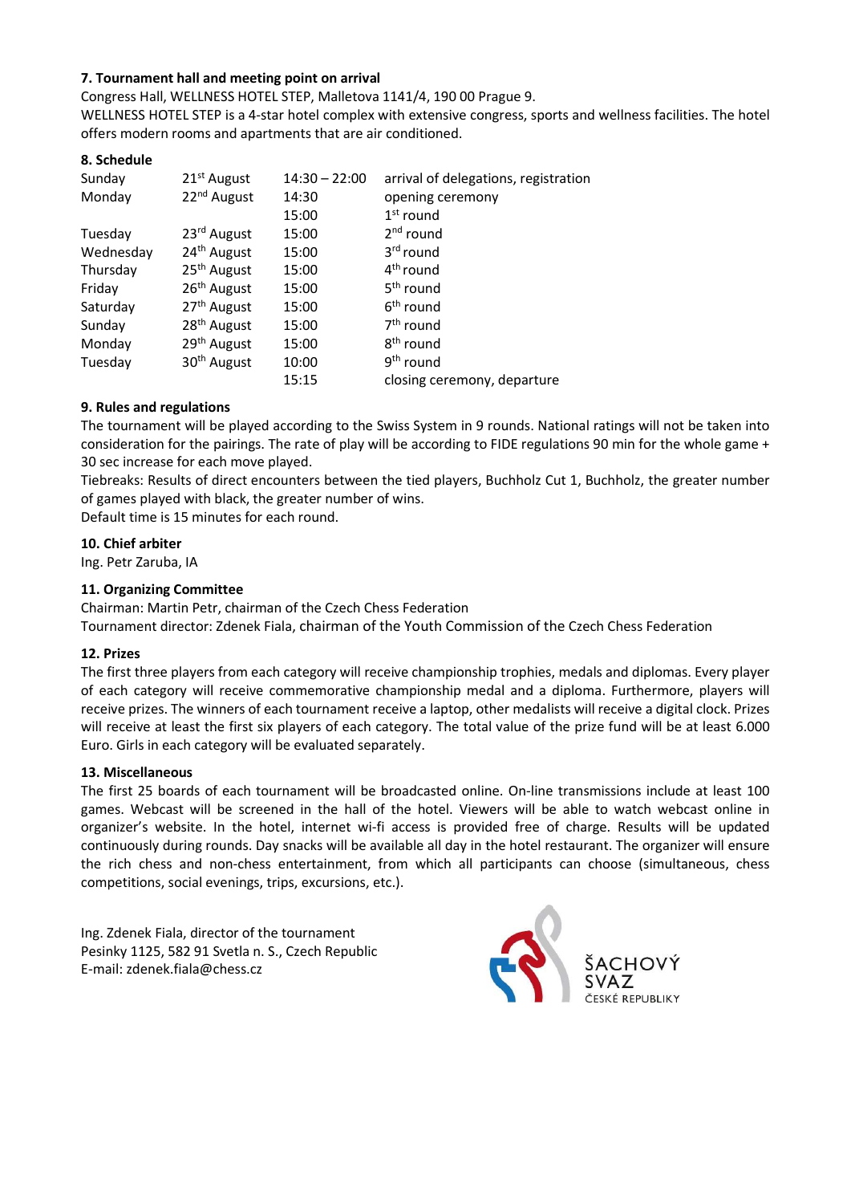**7. Tournament hall and meeting point on arrival**

Congress Hall, WELLNESS HOTEL STEP, Malletova 1141/4, 190 00 Prague 9.

WELLNESS HOTEL STEP is a 4-star hotel complex with extensive congress, sports and wellness facilities. The hotel offers modern rooms and apartments that are air conditioned.

**8. Schedule**

| | | | |
|---|---|---|---|
| Sunday | 21st August | 14:30 – 22:00 | arrival of delegations, registration |
| Monday | 22nd August | 14:30 | opening ceremony |
| | | 15:00 | 1st round |
| Tuesday | 23rd August | 15:00 | 2nd round |
| Wednesday | 24th August | 15:00 | 3rd round |
| Thursday | 25th August | 15:00 | 4th round |
| Friday | 26th August | 15:00 | 5th round |
| Saturday | 27th August | 15:00 | 6th round |
| Sunday | 28th August | 15:00 | 7th round |
| Monday | 29th August | 15:00 | 8th round |
| Tuesday | 30th August | 10:00 | 9th round |
| | | 15:15 | closing ceremony, departure |

**9. Rules and regulations**

The tournament will be played according to the Swiss System in 9 rounds. National ratings will not be taken into consideration for the pairings. The rate of play will be according to FIDE regulations 90 min for the whole game + 30 sec increase for each move played.

Tiebreaks: Results of direct encounters between the tied players, Buchholz Cut 1, Buchholz, the greater number of games played with black, the greater number of wins.

Default time is 15 minutes for each round.

**10. Chief arbiter**

Ing. Petr Zaruba, IA

**11. Organizing Committee**

Chairman: Martin Petr, chairman of the Czech Chess Federation

Tournament director: Zdenek Fiala, chairman of the Youth Commission of the Czech Chess Federation

**12. Prizes**

The first three players from each category will receive championship trophies, medals and diplomas. Every player of each category will receive commemorative championship medal and a diploma. Furthermore, players will receive prizes. The winners of each tournament receive a laptop, other medalists will receive a digital clock. Prizes will receive at least the first six players of each category. The total value of the prize fund will be at least 6.000 Euro. Girls in each category will be evaluated separately.

**13. Miscellaneous**

The first 25 boards of each tournament will be broadcasted online. On-line transmissions include at least 100 games. Webcast will be screened in the hall of the hotel. Viewers will be able to watch webcast online in organizer's website. In the hotel, internet wi-fi access is provided free of charge. Results will be updated continuously during rounds. Day snacks will be available all day in the hotel restaurant. The organizer will ensure the rich chess and non-chess entertainment, from which all participants can choose (simultaneous, chess competitions, social evenings, trips, excursions, etc.).

Ing. Zdenek Fiala, director of the tournament
Pesinky 1125, 582 91 Svetla n. S., Czech Republic
E-mail: zdenek.fiala@chess.cz

ŠACHOVÝ SVAZ ČESKÉ REPUBLIKY